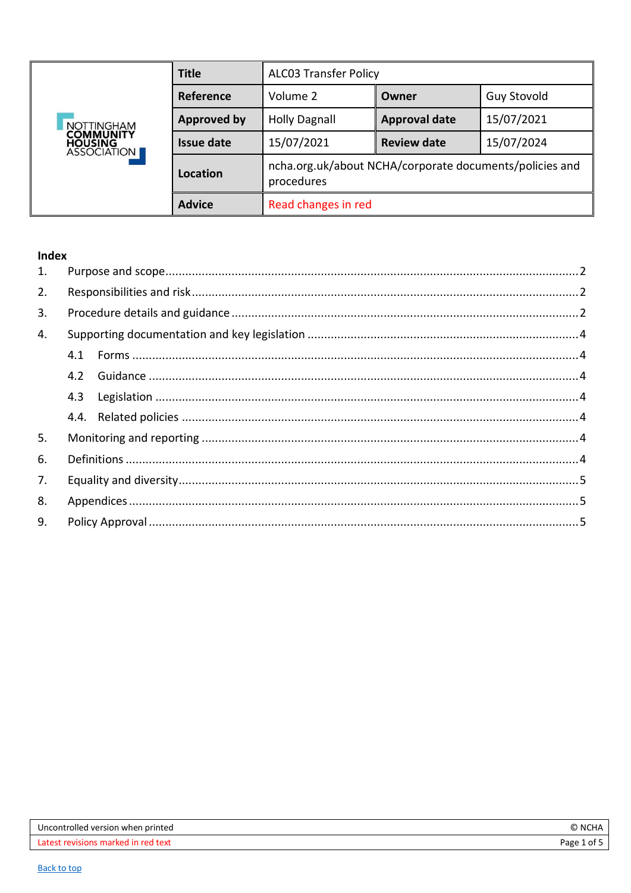| | | | | |
|---|---|---|---|---|
| NOTTINGHAM COMMUNITY HOUSING ASSOCIATION | **Title** | ALC03 Transfer Policy | | |
| | **Reference** | Volume 2 | **Owner** | Guy Stovold |
| | **Approved by** | Holly Dagnall | **Approval date** | 15/07/2021 |
| | **Issue date** | 15/07/2021 | **Review date** | 15/07/2024 |
| | **Location** | ncha.org.uk/about NCHA/corporate documents/policies and procedures | | |
| | **Advice** | Read changes in red | | |

**Index**

1. Purpose and scope ....... 2
2. Responsibilities and risk ....... 2
3. Procedure details and guidance ....... 2
4. Supporting documentation and key legislation ....... 4
   - 4.1 Forms ....... 4
   - 4.2 Guidance ....... 4
   - 4.3 Legislation ....... 4
   - 4.4. Related policies ....... 4
5. Monitoring and reporting ....... 4
6. Definitions ....... 4
7. Equality and diversity ....... 5
8. Appendices ....... 5
9. Policy Approval ....... 5

| | |
|---|---|
| Uncontrolled version when printed | © NCHA |
| Latest revisions marked in red text | |

Back to top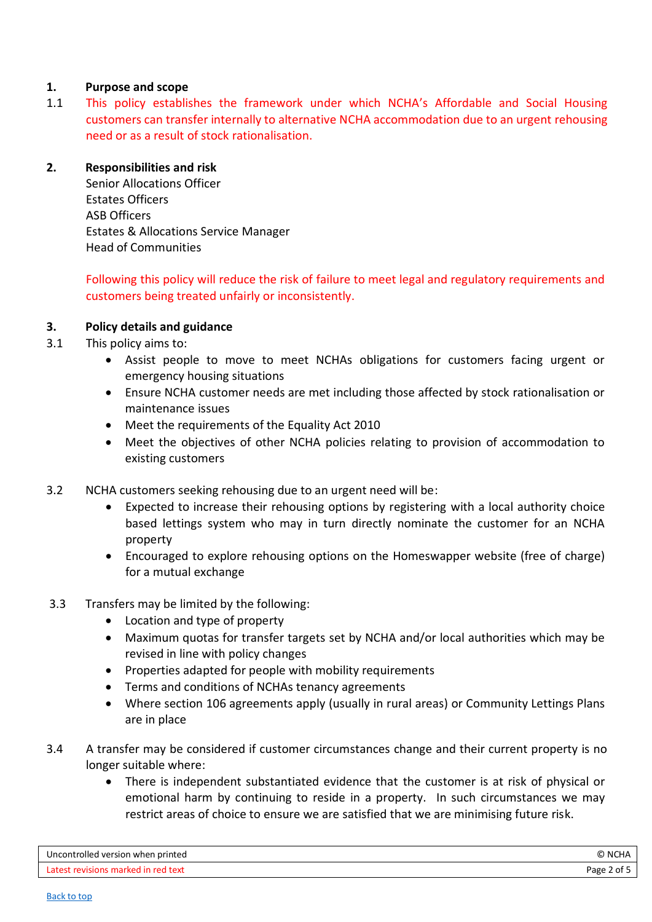## 1. Purpose and scope

1.1 This policy establishes the framework under which NCHA's Affordable and Social Housing customers can transfer internally to alternative NCHA accommodation due to an urgent rehousing need or as a result of stock rationalisation.

## 2. Responsibilities and risk

Senior Allocations Officer
Estates Officers
ASB Officers
Estates & Allocations Service Manager
Head of Communities

Following this policy will reduce the risk of failure to meet legal and regulatory requirements and customers being treated unfairly or inconsistently.

## 3. Policy details and guidance

3.1 This policy aims to:

- Assist people to move to meet NCHAs obligations for customers facing urgent or emergency housing situations
- Ensure NCHA customer needs are met including those affected by stock rationalisation or maintenance issues
- Meet the requirements of the Equality Act 2010
- Meet the objectives of other NCHA policies relating to provision of accommodation to existing customers

3.2 NCHA customers seeking rehousing due to an urgent need will be:

- Expected to increase their rehousing options by registering with a local authority choice based lettings system who may in turn directly nominate the customer for an NCHA property
- Encouraged to explore rehousing options on the Homeswapper website (free of charge) for a mutual exchange

3.3 Transfers may be limited by the following:

- Location and type of property
- Maximum quotas for transfer targets set by NCHA and/or local authorities which may be revised in line with policy changes
- Properties adapted for people with mobility requirements
- Terms and conditions of NCHAs tenancy agreements
- Where section 106 agreements apply (usually in rural areas) or Community Lettings Plans are in place

3.4 A transfer may be considered if customer circumstances change and their current property is no longer suitable where:

- There is independent substantiated evidence that the customer is at risk of physical or emotional harm by continuing to reside in a property. In such circumstances we may restrict areas of choice to ensure we are satisfied that we are minimising future risk.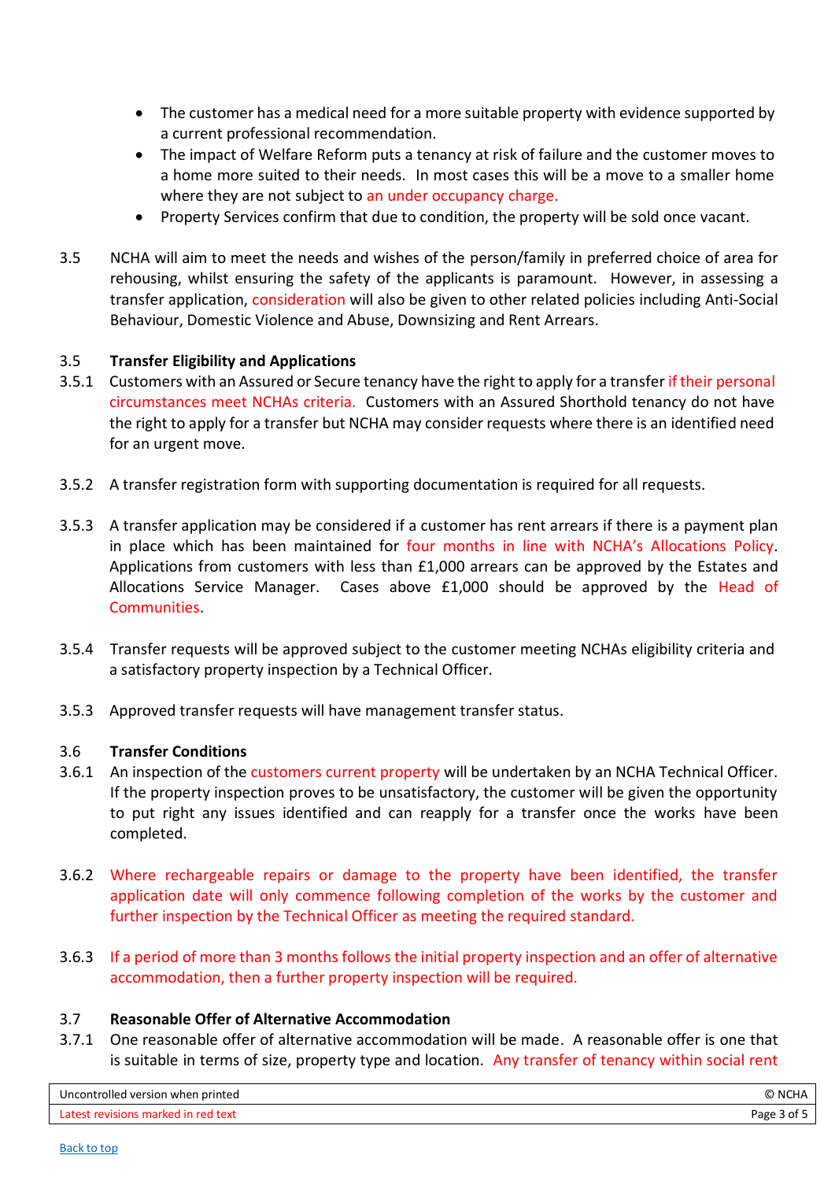- The customer has a medical need for a more suitable property with evidence supported by a current professional recommendation.
- The impact of Welfare Reform puts a tenancy at risk of failure and the customer moves to a home more suited to their needs. In most cases this will be a move to a smaller home where they are not subject to an under occupancy charge.
- Property Services confirm that due to condition, the property will be sold once vacant.

3.5 NCHA will aim to meet the needs and wishes of the person/family in preferred choice of area for rehousing, whilst ensuring the safety of the applicants is paramount. However, in assessing a transfer application, consideration will also be given to other related policies including Anti-Social Behaviour, Domestic Violence and Abuse, Downsizing and Rent Arrears.

**3.5 Transfer Eligibility and Applications**

3.5.1 Customers with an Assured or Secure tenancy have the right to apply for a transfer if their personal circumstances meet NCHAs criteria. Customers with an Assured Shorthold tenancy do not have the right to apply for a transfer but NCHA may consider requests where there is an identified need for an urgent move.

3.5.2 A transfer registration form with supporting documentation is required for all requests.

3.5.3 A transfer application may be considered if a customer has rent arrears if there is a payment plan in place which has been maintained for four months in line with NCHA's Allocations Policy. Applications from customers with less than £1,000 arrears can be approved by the Estates and Allocations Service Manager. Cases above £1,000 should be approved by the Head of Communities.

3.5.4 Transfer requests will be approved subject to the customer meeting NCHAs eligibility criteria and a satisfactory property inspection by a Technical Officer.

3.5.3 Approved transfer requests will have management transfer status.

**3.6 Transfer Conditions**

3.6.1 An inspection of the customers current property will be undertaken by an NCHA Technical Officer. If the property inspection proves to be unsatisfactory, the customer will be given the opportunity to put right any issues identified and can reapply for a transfer once the works have been completed.

3.6.2 Where rechargeable repairs or damage to the property have been identified, the transfer application date will only commence following completion of the works by the customer and further inspection by the Technical Officer as meeting the required standard.

3.6.3 If a period of more than 3 months follows the initial property inspection and an offer of alternative accommodation, then a further property inspection will be required.

**3.7 Reasonable Offer of Alternative Accommodation**

3.7.1 One reasonable offer of alternative accommodation will be made. A reasonable offer is one that is suitable in terms of size, property type and location. Any transfer of tenancy within social rent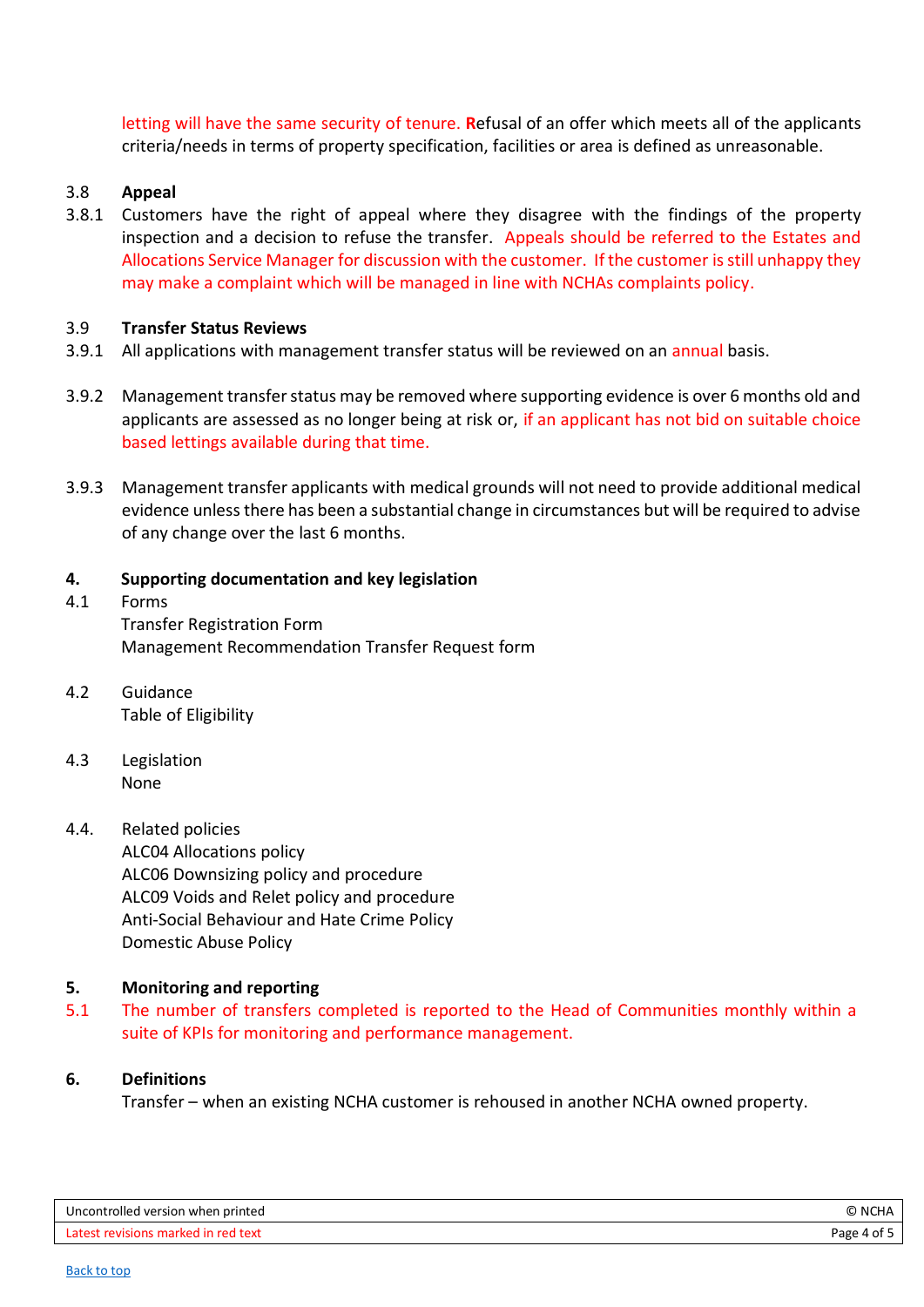letting will have the same security of tenure. Refusal of an offer which meets all of the applicants criteria/needs in terms of property specification, facilities or area is defined as unreasonable.

### 3.8 Appeal

3.8.1 Customers have the right of appeal where they disagree with the findings of the property inspection and a decision to refuse the transfer. Appeals should be referred to the Estates and Allocations Service Manager for discussion with the customer. If the customer is still unhappy they may make a complaint which will be managed in line with NCHAs complaints policy.

### 3.9 Transfer Status Reviews

3.9.1 All applications with management transfer status will be reviewed on an annual basis.

3.9.2 Management transfer status may be removed where supporting evidence is over 6 months old and applicants are assessed as no longer being at risk or, if an applicant has not bid on suitable choice based lettings available during that time.

3.9.3 Management transfer applicants with medical grounds will not need to provide additional medical evidence unless there has been a substantial change in circumstances but will be required to advise of any change over the last 6 months.

## 4. Supporting documentation and key legislation

4.1 Forms
Transfer Registration Form
Management Recommendation Transfer Request form

4.2 Guidance
Table of Eligibility

4.3 Legislation
None

4.4. Related policies
ALC04 Allocations policy
ALC06 Downsizing policy and procedure
ALC09 Voids and Relet policy and procedure
Anti-Social Behaviour and Hate Crime Policy
Domestic Abuse Policy

## 5. Monitoring and reporting

5.1 The number of transfers completed is reported to the Head of Communities monthly within a suite of KPIs for monitoring and performance management.

## 6. Definitions

Transfer – when an existing NCHA customer is rehoused in another NCHA owned property.

Uncontrolled version when printed

Latest revisions marked in red text

Back to top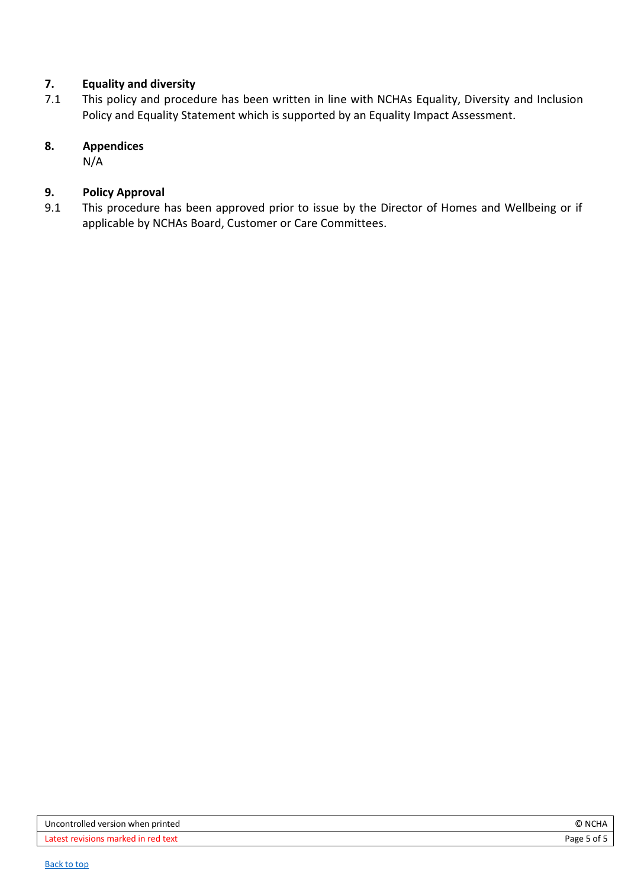## 7. Equality and diversity

7.1 This policy and procedure has been written in line with NCHAs Equality, Diversity and Inclusion Policy and Equality Statement which is supported by an Equality Impact Assessment.

## 8. Appendices

N/A

## 9. Policy Approval

9.1 This procedure has been approved prior to issue by the Director of Homes and Wellbeing or if applicable by NCHAs Board, Customer or Care Committees.